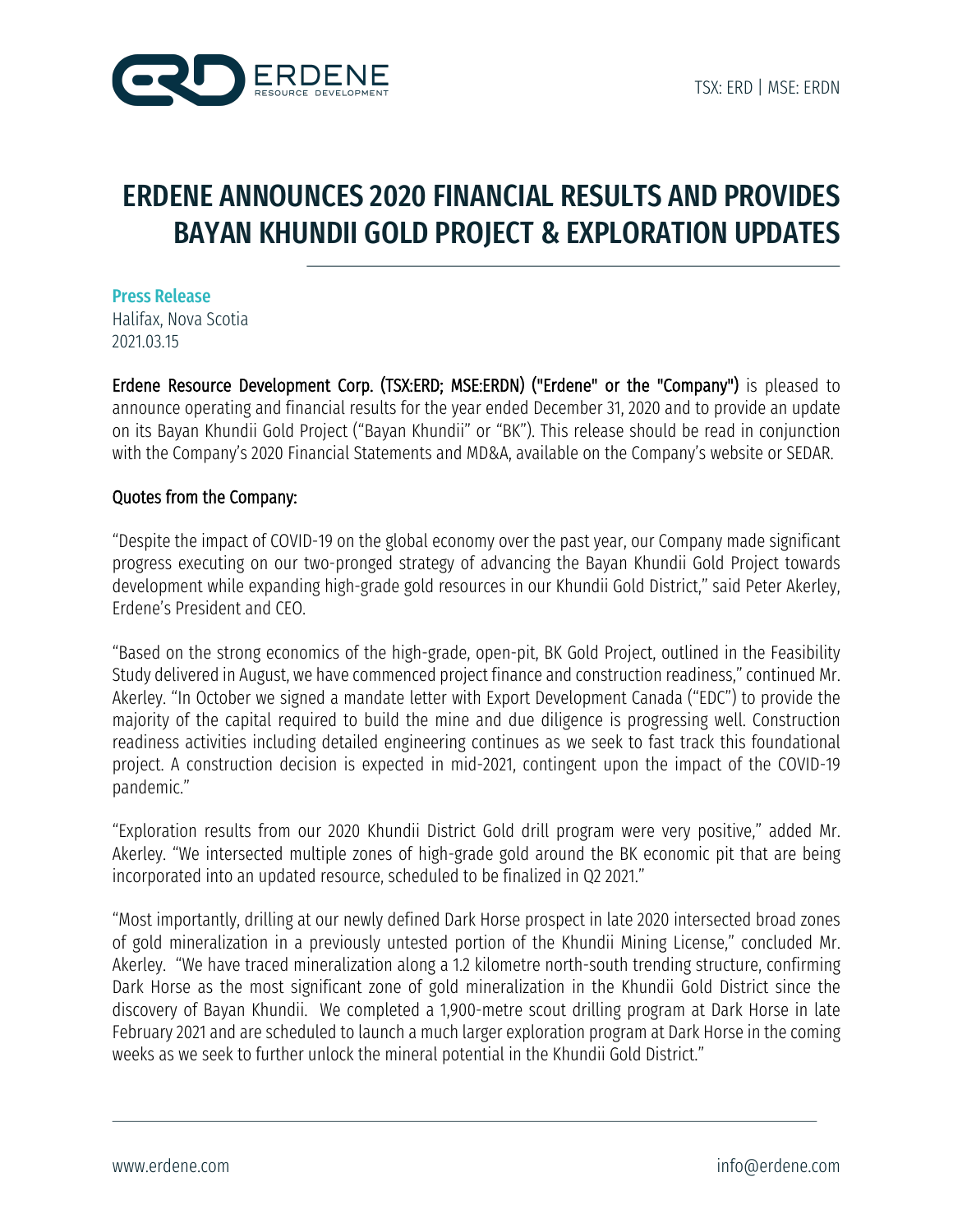# ERDENE ANNOUNCES 2020 FINANCIAL RESULTS AND PROVIDES BAYAN KHUNDII GOLD PROJECT & EXPLORATION UPDATES

**Press Release**
Halifax, Nova Scotia
2021.03.15

**Erdene Resource Development Corp. (TSX:ERD; MSE:ERDN) ("Erdene" or the "Company")** is pleased to announce operating and financial results for the year ended December 31, 2020 and to provide an update on its Bayan Khundii Gold Project ("Bayan Khundii" or "BK"). This release should be read in conjunction with the Company's 2020 Financial Statements and MD&A, available on the Company's website or SEDAR.

**Quotes from the Company:**

"Despite the impact of COVID-19 on the global economy over the past year, our Company made significant progress executing on our two-pronged strategy of advancing the Bayan Khundii Gold Project towards development while expanding high-grade gold resources in our Khundii Gold District," said Peter Akerley, Erdene's President and CEO.

"Based on the strong economics of the high-grade, open-pit, BK Gold Project, outlined in the Feasibility Study delivered in August, we have commenced project finance and construction readiness," continued Mr. Akerley. "In October we signed a mandate letter with Export Development Canada ("EDC") to provide the majority of the capital required to build the mine and due diligence is progressing well. Construction readiness activities including detailed engineering continues as we seek to fast track this foundational project. A construction decision is expected in mid-2021, contingent upon the impact of the COVID-19 pandemic."

"Exploration results from our 2020 Khundii District Gold drill program were very positive," added Mr. Akerley. "We intersected multiple zones of high-grade gold around the BK economic pit that are being incorporated into an updated resource, scheduled to be finalized in Q2 2021."

"Most importantly, drilling at our newly defined Dark Horse prospect in late 2020 intersected broad zones of gold mineralization in a previously untested portion of the Khundii Mining License," concluded Mr. Akerley. "We have traced mineralization along a 1.2 kilometre north-south trending structure, confirming Dark Horse as the most significant zone of gold mineralization in the Khundii Gold District since the discovery of Bayan Khundii. We completed a 1,900-metre scout drilling program at Dark Horse in late February 2021 and are scheduled to launch a much larger exploration program at Dark Horse in the coming weeks as we seek to further unlock the mineral potential in the Khundii Gold District."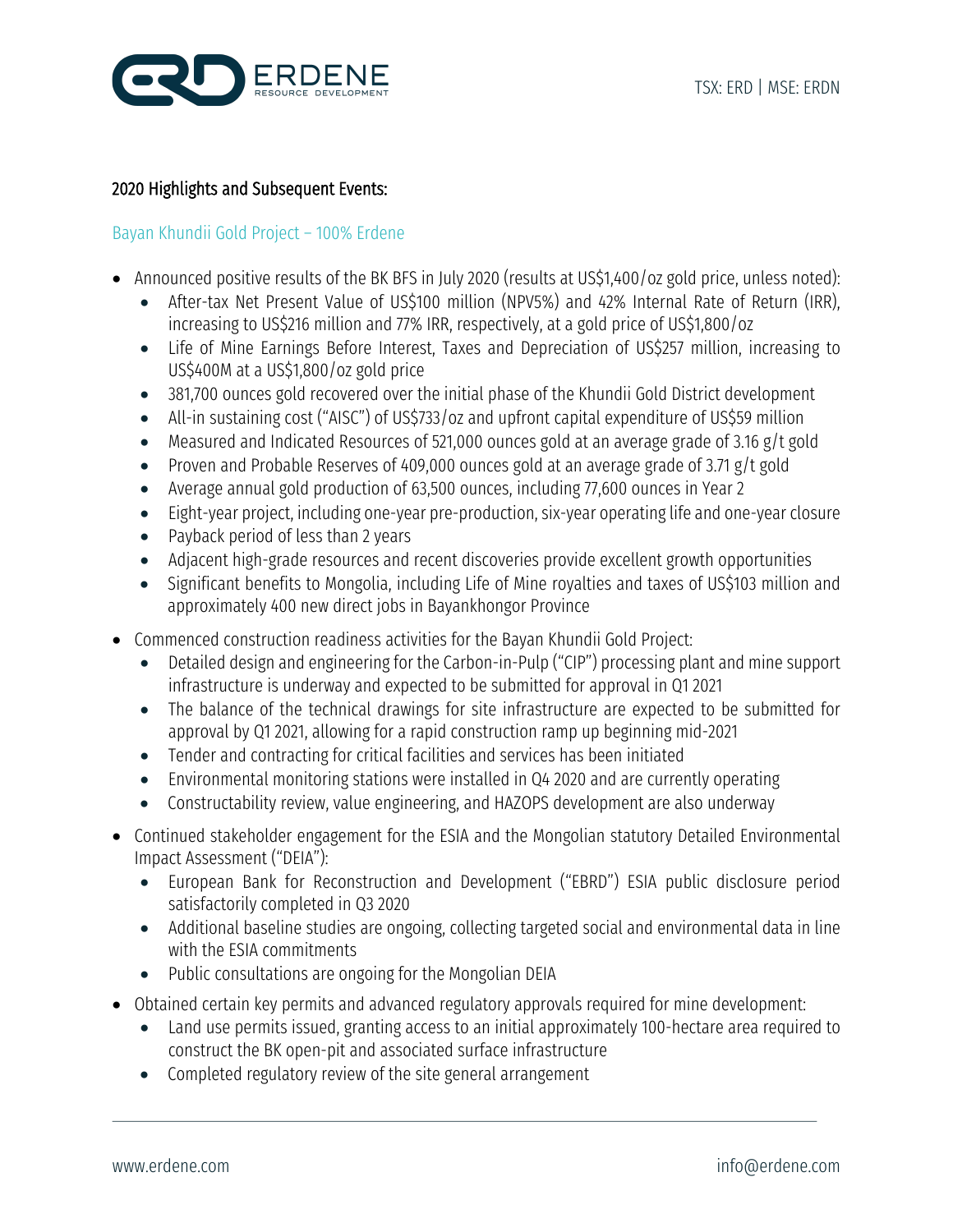## 2020 Highlights and Subsequent Events:

### Bayan Khundii Gold Project – 100% Erdene

- Announced positive results of the BK BFS in July 2020 (results at US$1,400/oz gold price, unless noted):
  - After-tax Net Present Value of US$100 million (NPV5%) and 42% Internal Rate of Return (IRR), increasing to US$216 million and 77% IRR, respectively, at a gold price of US$1,800/oz
  - Life of Mine Earnings Before Interest, Taxes and Depreciation of US$257 million, increasing to US$400M at a US$1,800/oz gold price
  - 381,700 ounces gold recovered over the initial phase of the Khundii Gold District development
  - All-in sustaining cost ("AISC") of US$733/oz and upfront capital expenditure of US$59 million
  - Measured and Indicated Resources of 521,000 ounces gold at an average grade of 3.16 g/t gold
  - Proven and Probable Reserves of 409,000 ounces gold at an average grade of 3.71 g/t gold
  - Average annual gold production of 63,500 ounces, including 77,600 ounces in Year 2
  - Eight-year project, including one-year pre-production, six-year operating life and one-year closure
  - Payback period of less than 2 years
  - Adjacent high-grade resources and recent discoveries provide excellent growth opportunities
  - Significant benefits to Mongolia, including Life of Mine royalties and taxes of US$103 million and approximately 400 new direct jobs in Bayankhongor Province
- Commenced construction readiness activities for the Bayan Khundii Gold Project:
  - Detailed design and engineering for the Carbon-in-Pulp ("CIP") processing plant and mine support infrastructure is underway and expected to be submitted for approval in Q1 2021
  - The balance of the technical drawings for site infrastructure are expected to be submitted for approval by Q1 2021, allowing for a rapid construction ramp up beginning mid-2021
  - Tender and contracting for critical facilities and services has been initiated
  - Environmental monitoring stations were installed in Q4 2020 and are currently operating
  - Constructability review, value engineering, and HAZOPS development are also underway
- Continued stakeholder engagement for the ESIA and the Mongolian statutory Detailed Environmental Impact Assessment ("DEIA"):
  - European Bank for Reconstruction and Development ("EBRD") ESIA public disclosure period satisfactorily completed in Q3 2020
  - Additional baseline studies are ongoing, collecting targeted social and environmental data in line with the ESIA commitments
  - Public consultations are ongoing for the Mongolian DEIA
- Obtained certain key permits and advanced regulatory approvals required for mine development:
  - Land use permits issued, granting access to an initial approximately 100-hectare area required to construct the BK open-pit and associated surface infrastructure
  - Completed regulatory review of the site general arrangement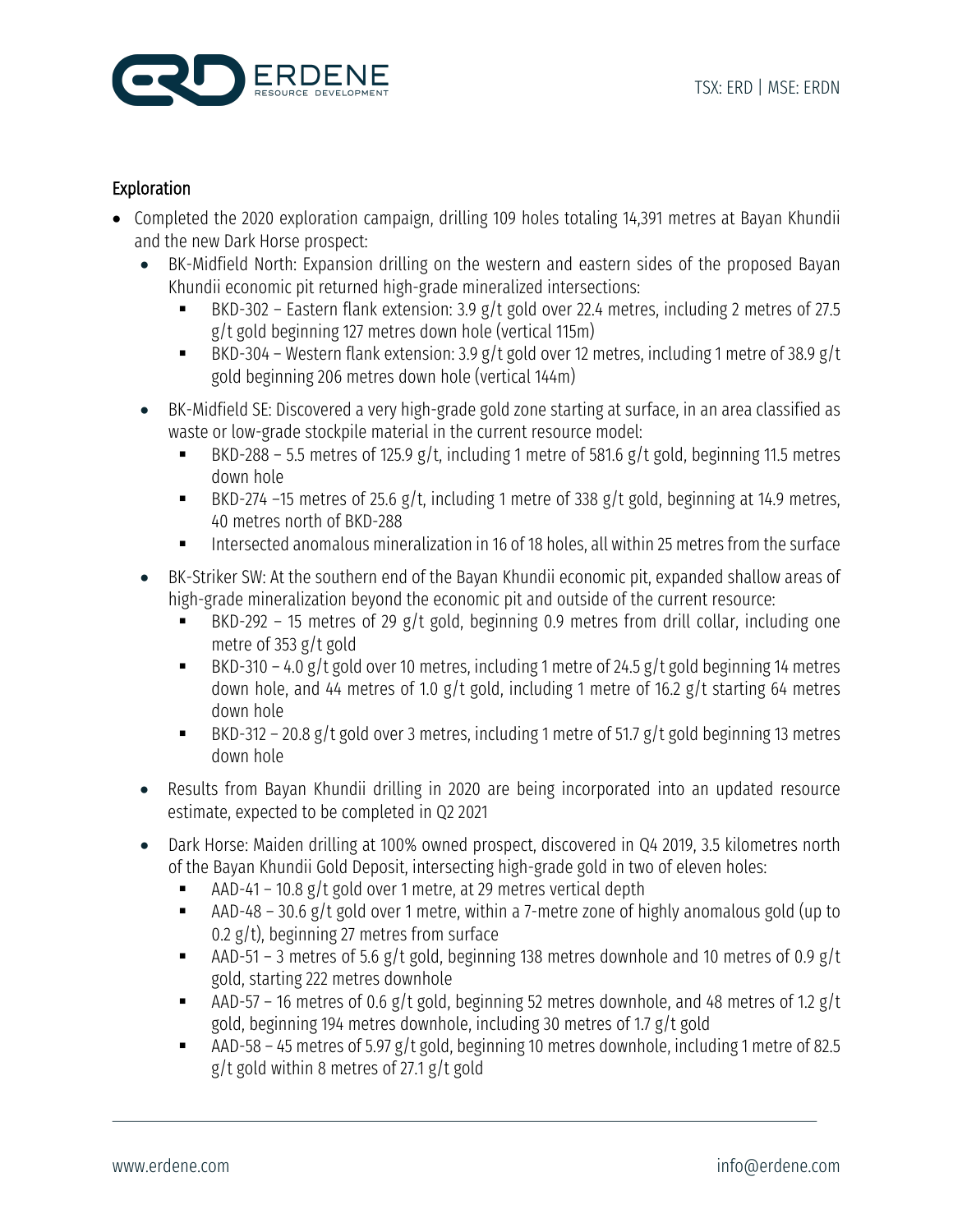## Exploration

- Completed the 2020 exploration campaign, drilling 109 holes totaling 14,391 metres at Bayan Khundii and the new Dark Horse prospect:
  - BK-Midfield North: Expansion drilling on the western and eastern sides of the proposed Bayan Khundii economic pit returned high-grade mineralized intersections:
    - BKD-302 – Eastern flank extension: 3.9 g/t gold over 22.4 metres, including 2 metres of 27.5 g/t gold beginning 127 metres down hole (vertical 115m)
    - BKD-304 – Western flank extension: 3.9 g/t gold over 12 metres, including 1 metre of 38.9 g/t gold beginning 206 metres down hole (vertical 144m)
  - BK-Midfield SE: Discovered a very high-grade gold zone starting at surface, in an area classified as waste or low-grade stockpile material in the current resource model:
    - BKD-288 – 5.5 metres of 125.9 g/t, including 1 metre of 581.6 g/t gold, beginning 11.5 metres down hole
    - BKD-274 –15 metres of 25.6 g/t, including 1 metre of 338 g/t gold, beginning at 14.9 metres, 40 metres north of BKD-288
    - Intersected anomalous mineralization in 16 of 18 holes, all within 25 metres from the surface
  - BK-Striker SW: At the southern end of the Bayan Khundii economic pit, expanded shallow areas of high-grade mineralization beyond the economic pit and outside of the current resource:
    - BKD-292 – 15 metres of 29 g/t gold, beginning 0.9 metres from drill collar, including one metre of 353 g/t gold
    - BKD-310 – 4.0 g/t gold over 10 metres, including 1 metre of 24.5 g/t gold beginning 14 metres down hole, and 44 metres of 1.0 g/t gold, including 1 metre of 16.2 g/t starting 64 metres down hole
    - BKD-312 – 20.8 g/t gold over 3 metres, including 1 metre of 51.7 g/t gold beginning 13 metres down hole
  - Results from Bayan Khundii drilling in 2020 are being incorporated into an updated resource estimate, expected to be completed in Q2 2021
  - Dark Horse: Maiden drilling at 100% owned prospect, discovered in Q4 2019, 3.5 kilometres north of the Bayan Khundii Gold Deposit, intersecting high-grade gold in two of eleven holes:
    - AAD-41 – 10.8 g/t gold over 1 metre, at 29 metres vertical depth
    - AAD-48 – 30.6 g/t gold over 1 metre, within a 7-metre zone of highly anomalous gold (up to 0.2 g/t), beginning 27 metres from surface
    - AAD-51 – 3 metres of 5.6 g/t gold, beginning 138 metres downhole and 10 metres of 0.9 g/t gold, starting 222 metres downhole
    - AAD-57 – 16 metres of 0.6 g/t gold, beginning 52 metres downhole, and 48 metres of 1.2 g/t gold, beginning 194 metres downhole, including 30 metres of 1.7 g/t gold
    - AAD-58 – 45 metres of 5.97 g/t gold, beginning 10 metres downhole, including 1 metre of 82.5 g/t gold within 8 metres of 27.1 g/t gold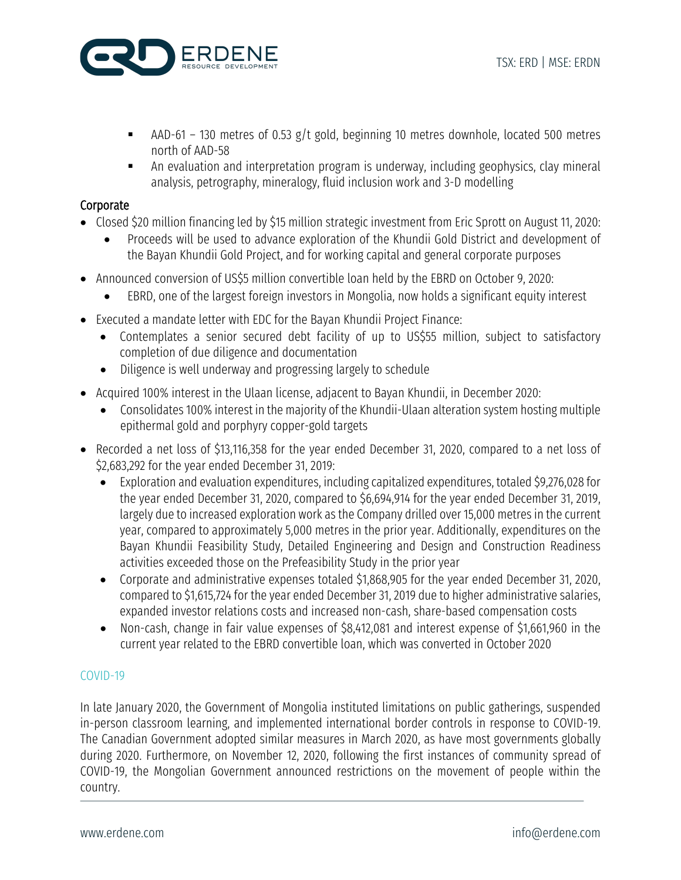- AAD-61 – 130 metres of 0.53 g/t gold, beginning 10 metres downhole, located 500 metres north of AAD-58
- An evaluation and interpretation program is underway, including geophysics, clay mineral analysis, petrography, mineralogy, fluid inclusion work and 3-D modelling

## Corporate

- Closed $20 million financing led by $15 million strategic investment from Eric Sprott on August 11, 2020:
  - Proceeds will be used to advance exploration of the Khundii Gold District and development of the Bayan Khundii Gold Project, and for working capital and general corporate purposes
- Announced conversion of US$5 million convertible loan held by the EBRD on October 9, 2020:
  - EBRD, one of the largest foreign investors in Mongolia, now holds a significant equity interest
- Executed a mandate letter with EDC for the Bayan Khundii Project Finance:
  - Contemplates a senior secured debt facility of up to US$55 million, subject to satisfactory completion of due diligence and documentation
  - Diligence is well underway and progressing largely to schedule
- Acquired 100% interest in the Ulaan license, adjacent to Bayan Khundii, in December 2020:
  - Consolidates 100% interest in the majority of the Khundii-Ulaan alteration system hosting multiple epithermal gold and porphyry copper-gold targets
- Recorded a net loss of $13,116,358 for the year ended December 31, 2020, compared to a net loss of $2,683,292 for the year ended December 31, 2019:
  - Exploration and evaluation expenditures, including capitalized expenditures, totaled $9,276,028 for the year ended December 31, 2020, compared to $6,694,914 for the year ended December 31, 2019, largely due to increased exploration work as the Company drilled over 15,000 metres in the current year, compared to approximately 5,000 metres in the prior year. Additionally, expenditures on the Bayan Khundii Feasibility Study, Detailed Engineering and Design and Construction Readiness activities exceeded those on the Prefeasibility Study in the prior year
  - Corporate and administrative expenses totaled $1,868,905 for the year ended December 31, 2020, compared to $1,615,724 for the year ended December 31, 2019 due to higher administrative salaries, expanded investor relations costs and increased non-cash, share-based compensation costs
  - Non-cash, change in fair value expenses of $8,412,081 and interest expense of $1,661,960 in the current year related to the EBRD convertible loan, which was converted in October 2020

## COVID-19

In late January 2020, the Government of Mongolia instituted limitations on public gatherings, suspended in-person classroom learning, and implemented international border controls in response to COVID-19. The Canadian Government adopted similar measures in March 2020, as have most governments globally during 2020. Furthermore, on November 12, 2020, following the first instances of community spread of COVID-19, the Mongolian Government announced restrictions on the movement of people within the country.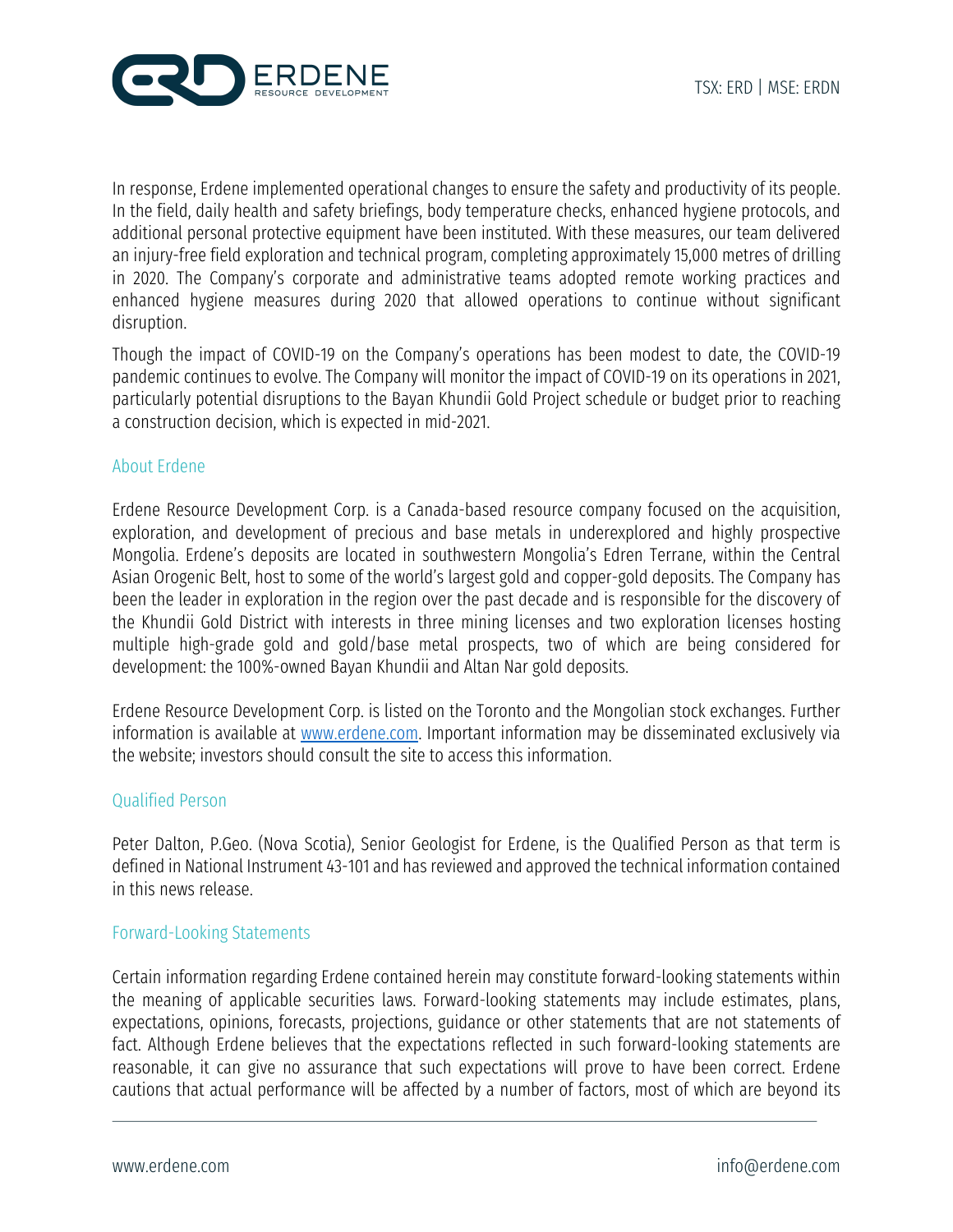In response, Erdene implemented operational changes to ensure the safety and productivity of its people. In the field, daily health and safety briefings, body temperature checks, enhanced hygiene protocols, and additional personal protective equipment have been instituted. With these measures, our team delivered an injury-free field exploration and technical program, completing approximately 15,000 metres of drilling in 2020. The Company's corporate and administrative teams adopted remote working practices and enhanced hygiene measures during 2020 that allowed operations to continue without significant disruption.

Though the impact of COVID-19 on the Company's operations has been modest to date, the COVID-19 pandemic continues to evolve. The Company will monitor the impact of COVID-19 on its operations in 2021, particularly potential disruptions to the Bayan Khundii Gold Project schedule or budget prior to reaching a construction decision, which is expected in mid-2021.

## About Erdene

Erdene Resource Development Corp. is a Canada-based resource company focused on the acquisition, exploration, and development of precious and base metals in underexplored and highly prospective Mongolia. Erdene's deposits are located in southwestern Mongolia's Edren Terrane, within the Central Asian Orogenic Belt, host to some of the world's largest gold and copper-gold deposits. The Company has been the leader in exploration in the region over the past decade and is responsible for the discovery of the Khundii Gold District with interests in three mining licenses and two exploration licenses hosting multiple high-grade gold and gold/base metal prospects, two of which are being considered for development: the 100%-owned Bayan Khundii and Altan Nar gold deposits.

Erdene Resource Development Corp. is listed on the Toronto and the Mongolian stock exchanges. Further information is available at [www.erdene.com](http://www.erdene.com). Important information may be disseminated exclusively via the website; investors should consult the site to access this information.

## Qualified Person

Peter Dalton, P.Geo. (Nova Scotia), Senior Geologist for Erdene, is the Qualified Person as that term is defined in National Instrument 43-101 and has reviewed and approved the technical information contained in this news release.

## Forward-Looking Statements

Certain information regarding Erdene contained herein may constitute forward-looking statements within the meaning of applicable securities laws. Forward-looking statements may include estimates, plans, expectations, opinions, forecasts, projections, guidance or other statements that are not statements of fact. Although Erdene believes that the expectations reflected in such forward-looking statements are reasonable, it can give no assurance that such expectations will prove to have been correct. Erdene cautions that actual performance will be affected by a number of factors, most of which are beyond its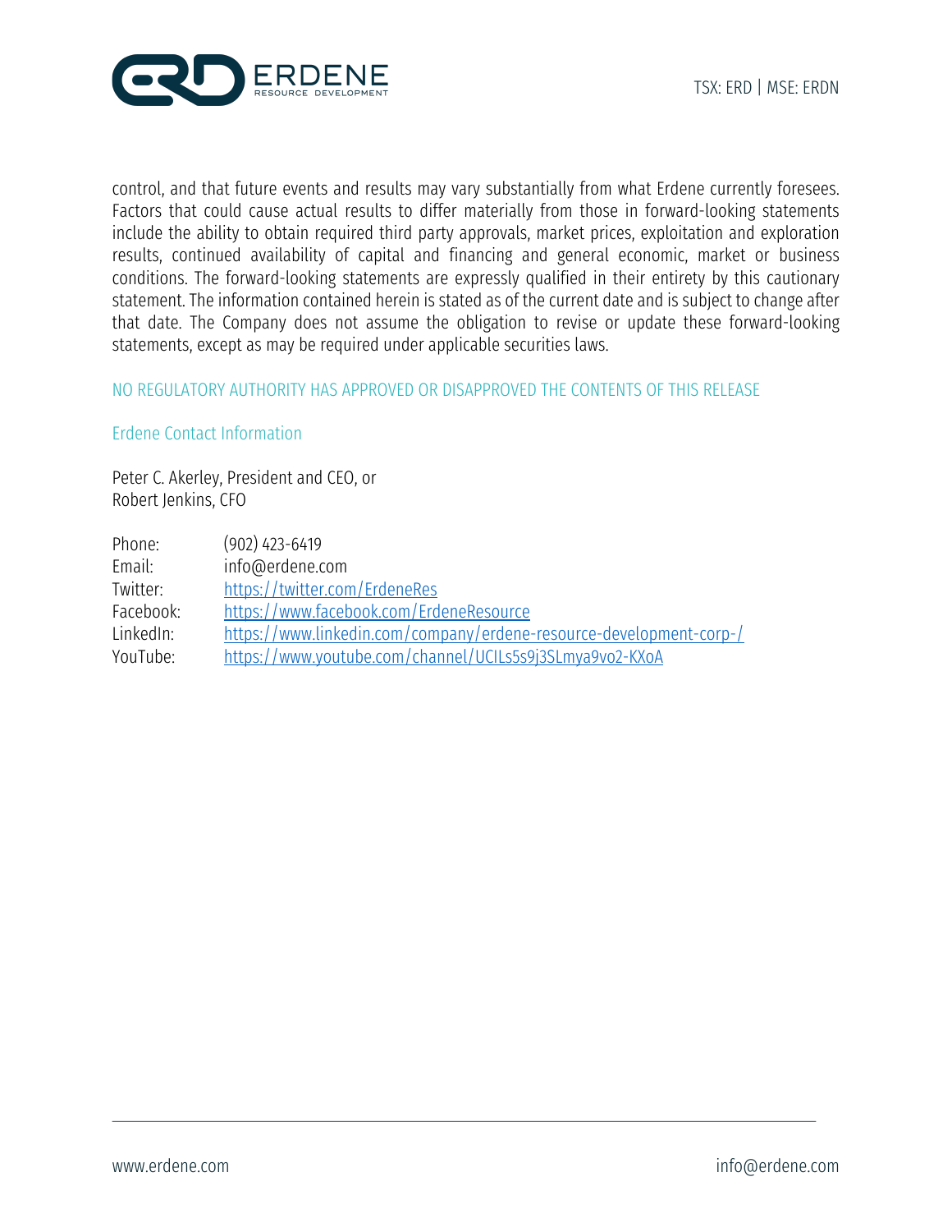control, and that future events and results may vary substantially from what Erdene currently foresees. Factors that could cause actual results to differ materially from those in forward-looking statements include the ability to obtain required third party approvals, market prices, exploitation and exploration results, continued availability of capital and financing and general economic, market or business conditions. The forward-looking statements are expressly qualified in their entirety by this cautionary statement. The information contained herein is stated as of the current date and is subject to change after that date. The Company does not assume the obligation to revise or update these forward-looking statements, except as may be required under applicable securities laws.

NO REGULATORY AUTHORITY HAS APPROVED OR DISAPPROVED THE CONTENTS OF THIS RELEASE

## Erdene Contact Information

Peter C. Akerley, President and CEO, or
Robert Jenkins, CFO

| | |
|---|---|
| Phone: | (902) 423-6419 |
| Email: | info@erdene.com |
| Twitter: | https://twitter.com/ErdeneRes |
| Facebook: | https://www.facebook.com/ErdeneResource |
| LinkedIn: | https://www.linkedin.com/company/erdene-resource-development-corp-/ |
| YouTube: | https://www.youtube.com/channel/UCILs5s9j3SLmya9vo2-KXoA |